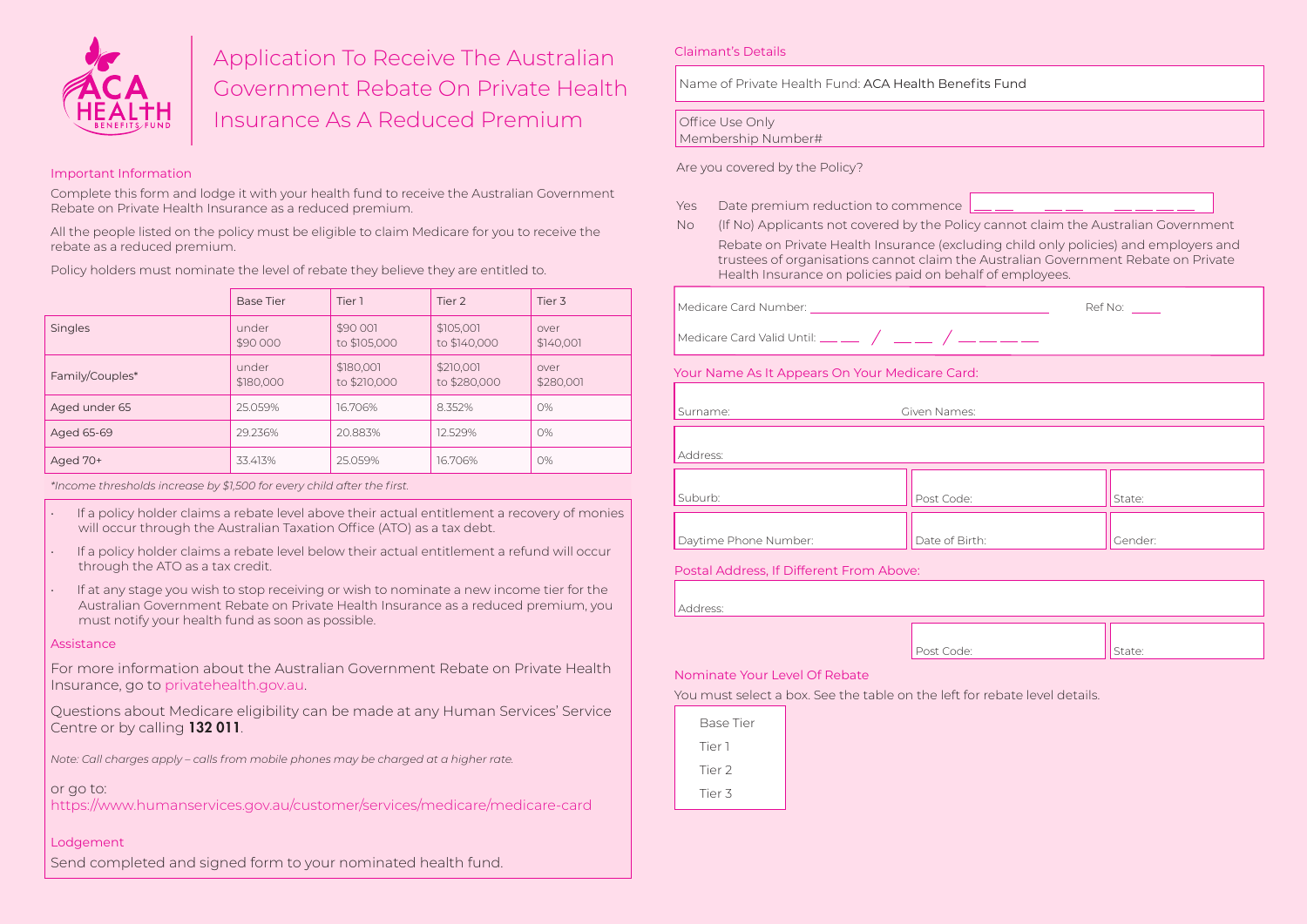# Application To Receive The Australian Government Rebate On Private Health Insurance As A Reduced Premium

## Important Information

Complete this form and lodge it with your health fund to receive the Australian Government Rebate on Private Health Insurance as a reduced premium.

All the people listed on the policy must be eligible to claim Medicare for you to receive the rebate as a reduced premium.

Policy holders must nominate the level of rebate they believe they are entitled to.

| | Base Tier | Tier 1 | Tier 2 | Tier 3 |
|---|---|---|---|---|
| Singles | under $90 000 | $90 001 to $105,000 | $105,001 to $140,000 | over $140,001 |
| Family/Couples* | under $180,000 | $180,001 to $210,000 | $210,001 to $280,000 | over $280,001 |
| Aged under 65 | 25.059% | 16.706% | 8.352% | 0% |
| Aged 65-69 | 29.236% | 20.883% | 12.529% | 0% |
| Aged 70+ | 33.413% | 25.059% | 16.706% | 0% |

*\*Income thresholds increase by $1,500 for every child after the first.*

- If a policy holder claims a rebate level above their actual entitlement a recovery of monies will occur through the Australian Taxation Office (ATO) as a tax debt.
- If a policy holder claims a rebate level below their actual entitlement a refund will occur through the ATO as a tax credit.
- If at any stage you wish to stop receiving or wish to nominate a new income tier for the Australian Government Rebate on Private Health Insurance as a reduced premium, you must notify your health fund as soon as possible.

## Assistance

For more information about the Australian Government Rebate on Private Health Insurance, go to privatehealth.gov.au.

Questions about Medicare eligibility can be made at any Human Services' Service Centre or by calling **132 011**.

*Note: Call charges apply – calls from mobile phones may be charged at a higher rate.*

or go to:
https://www.humanservices.gov.au/customer/services/medicare/medicare-card

## Lodgement

Send completed and signed form to your nominated health fund.

## Claimant's Details

Name of Private Health Fund: ACA Health Benefits Fund

Office Use Only
Membership Number#

Are you covered by the Policy?

Yes Date premium reduction to commence __ __ / __ __ / __ __ __ __

No (If No) Applicants not covered by the Policy cannot claim the Australian Government Rebate on Private Health Insurance (excluding child only policies) and employers and trustees of organisations cannot claim the Australian Government Rebate on Private Health Insurance on policies paid on behalf of employees.

Medicare Card Number: ______________________ Ref No: _____

Medicare Card Valid Until: __ __ / __ __ / __ __ __ __

## Your Name As It Appears On Your Medicare Card:

Surname: Given Names:

Address:

Suburb: Post Code: State:

Daytime Phone Number: Date of Birth: Gender:

## Postal Address, If Different From Above:

Address:

Post Code: State:

## Nominate Your Level Of Rebate

You must select a box. See the table on the left for rebate level details.

- Base Tier
- Tier 1
- Tier 2
- Tier 3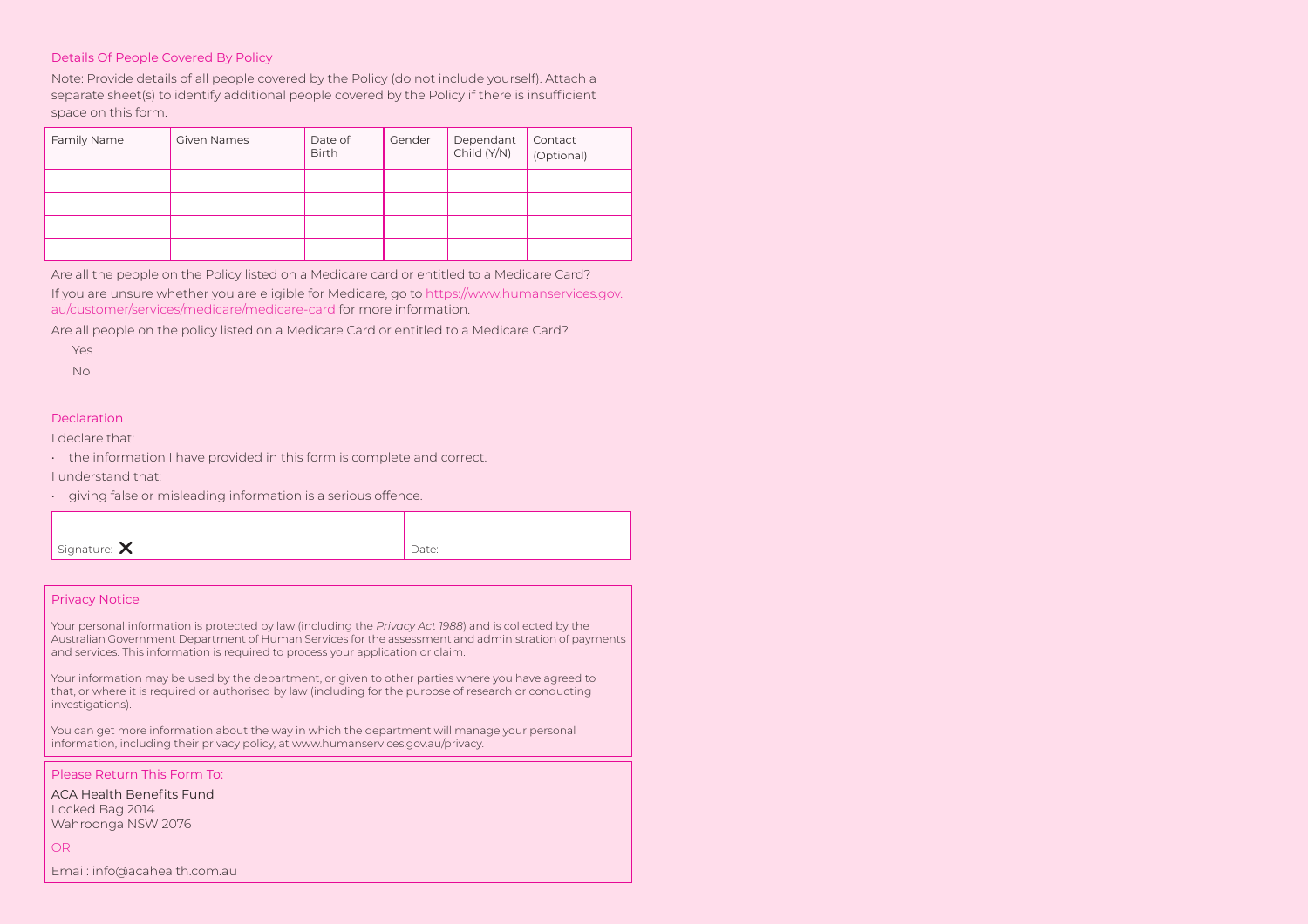## Details Of People Covered By Policy

Note: Provide details of all people covered by the Policy (do not include yourself). Attach a separate sheet(s) to identify additional people covered by the Policy if there is insufficient space on this form.

| Family Name | Given Names | Date of Birth | Gender | Dependant Child (Y/N) | Contact (Optional) |
|---|---|---|---|---|---|
| | | | | | |
| | | | | | |
| | | | | | |
| | | | | | |

Are all the people on the Policy listed on a Medicare card or entitled to a Medicare Card?

If you are unsure whether you are eligible for Medicare, go to https://www.humanservices.gov.au/customer/services/medicare/medicare-card for more information.

Are all people on the policy listed on a Medicare Card or entitled to a Medicare Card?

- Yes
- No

## Declaration

I declare that:

- the information I have provided in this form is complete and correct.

I understand that:

- giving false or misleading information is a serious offence.

| | |
|---|---|
| Signature: ✕ | Date: |

## Privacy Notice

Your personal information is protected by law (including the *Privacy Act 1988*) and is collected by the Australian Government Department of Human Services for the assessment and administration of payments and services. This information is required to process your application or claim.

Your information may be used by the department, or given to other parties where you have agreed to that, or where it is required or authorised by law (including for the purpose of research or conducting investigations).

You can get more information about the way in which the department will manage your personal information, including their privacy policy, at www.humanservices.gov.au/privacy.

## Please Return This Form To:

ACA Health Benefits Fund
Locked Bag 2014
Wahroonga NSW 2076

OR

Email: info@acahealth.com.au